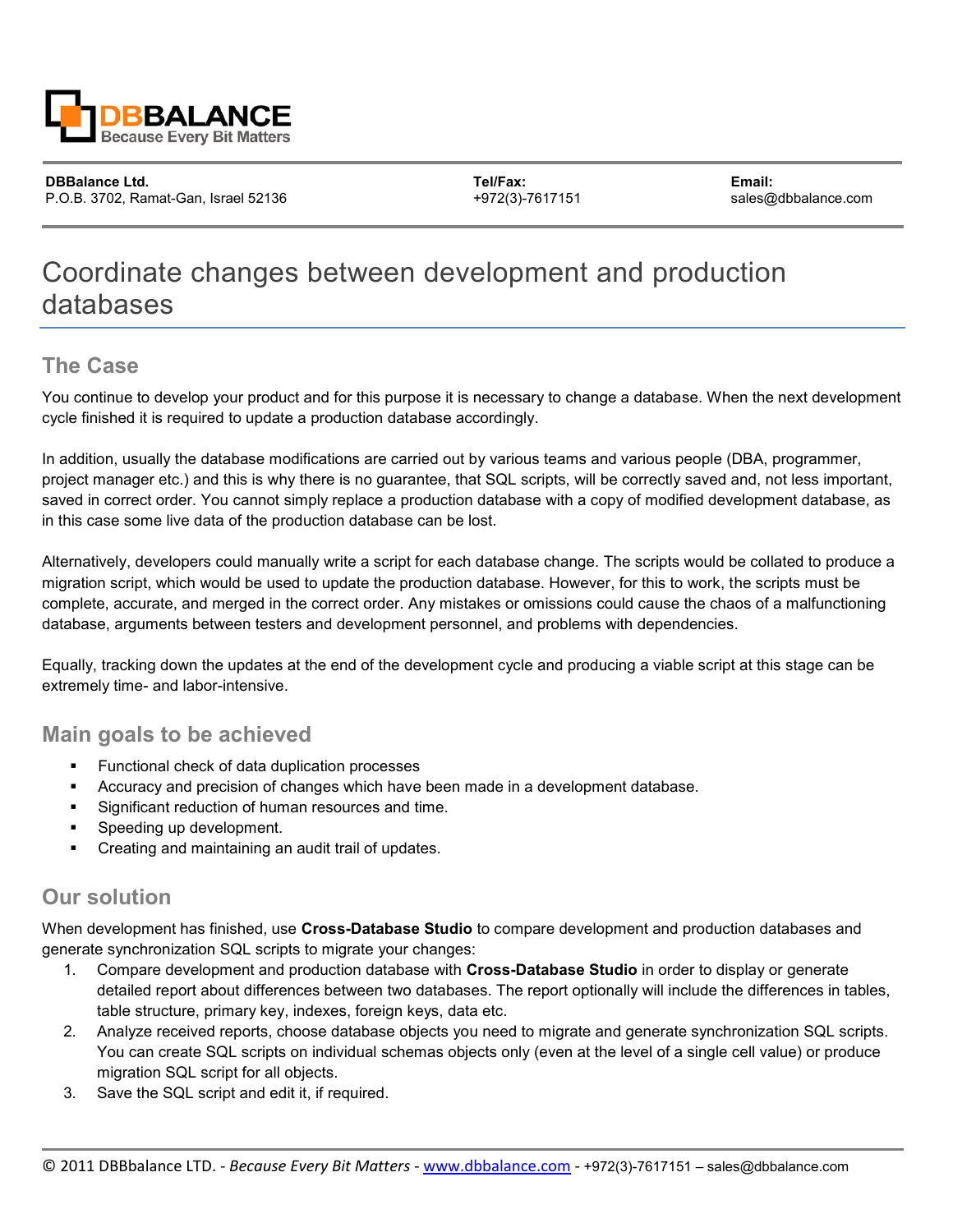**DBBalance Ltd.**
P.O.B. 3702, Ramat-Gan, Israel 52136

**Tel/Fax:**
+972(3)-7617151

**Email:**
sales@dbbalance.com

# Coordinate changes between development and production databases

## The Case

You continue to develop your product and for this purpose it is necessary to change a database. When the next development cycle finished it is required to update a production database accordingly.

In addition, usually the database modifications are carried out by various teams and various people (DBA, programmer, project manager etc.) and this is why there is no guarantee, that SQL scripts, will be correctly saved and, not less important, saved in correct order. You cannot simply replace a production database with a copy of modified development database, as in this case some live data of the production database can be lost.

Alternatively, developers could manually write a script for each database change. The scripts would be collated to produce a migration script, which would be used to update the production database. However, for this to work, the scripts must be complete, accurate, and merged in the correct order. Any mistakes or omissions could cause the chaos of a malfunctioning database, arguments between testers and development personnel, and problems with dependencies.

Equally, tracking down the updates at the end of the development cycle and producing a viable script at this stage can be extremely time- and labor-intensive.

## Main goals to be achieved

- Functional check of data duplication processes
- Accuracy and precision of changes which have been made in a development database.
- Significant reduction of human resources and time.
- Speeding up development.
- Creating and maintaining an audit trail of updates.

## Our solution

When development has finished, use **Cross-Database Studio** to compare development and production databases and generate synchronization SQL scripts to migrate your changes:

1. Compare development and production database with **Cross-Database Studio** in order to display or generate detailed report about differences between two databases. The report optionally will include the differences in tables, table structure, primary key, indexes, foreign keys, data etc.
2. Analyze received reports, choose database objects you need to migrate and generate synchronization SQL scripts. You can create SQL scripts on individual schemas objects only (even at the level of a single cell value) or produce migration SQL script for all objects.
3. Save the SQL script and edit it, if required.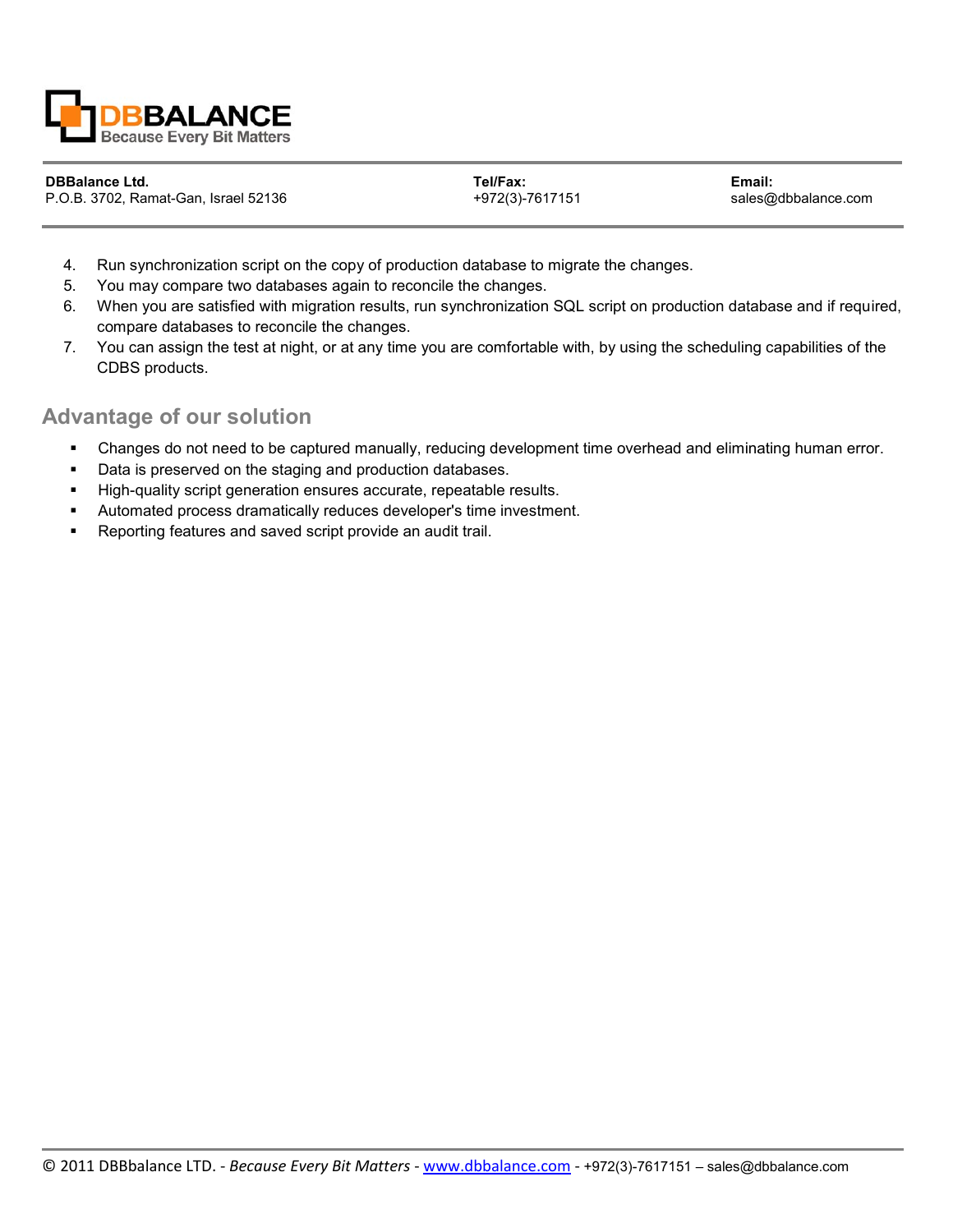4. Run synchronization script on the copy of production database to migrate the changes.
5. You may compare two databases again to reconcile the changes.
6. When you are satisfied with migration results, run synchronization SQL script on production database and if required, compare databases to reconcile the changes.
7. You can assign the test at night, or at any time you are comfortable with, by using the scheduling capabilities of the CDBS products.

## Advantage of our solution

- Changes do not need to be captured manually, reducing development time overhead and eliminating human error.
- Data is preserved on the staging and production databases.
- High-quality script generation ensures accurate, repeatable results.
- Automated process dramatically reduces developer's time investment.
- Reporting features and saved script provide an audit trail.